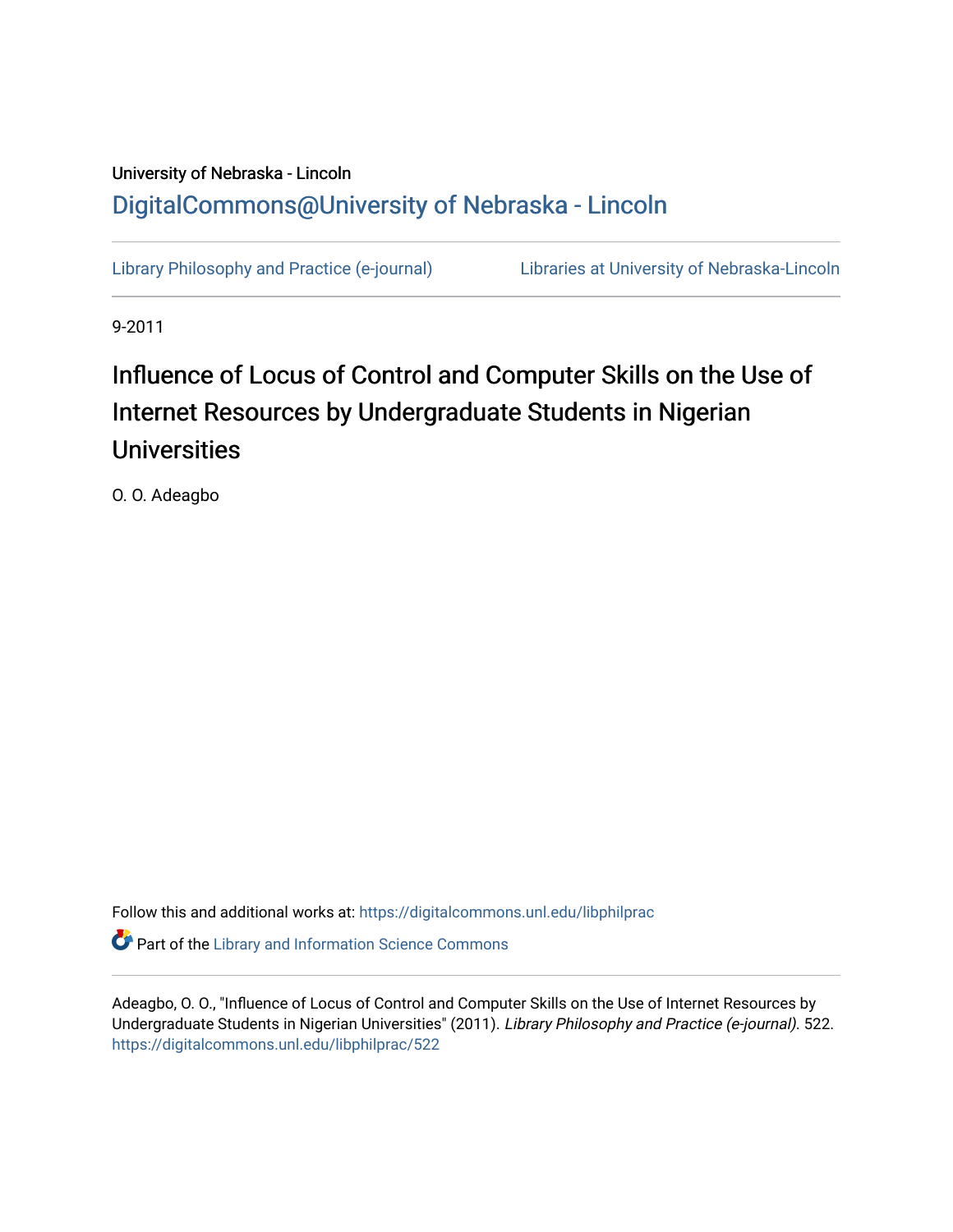University of Nebraska - Lincoln

DigitalCommons@University of Nebraska - Lincoln

Library Philosophy and Practice (e-journal) | Libraries at University of Nebraska-Lincoln

9-2011

# Influence of Locus of Control and Computer Skills on the Use of Internet Resources by Undergraduate Students in Nigerian Universities

O. O. Adeagbo

Follow this and additional works at: https://digitalcommons.unl.edu/libphilprac

Part of the Library and Information Science Commons

Adeagbo, O. O., "Influence of Locus of Control and Computer Skills on the Use of Internet Resources by Undergraduate Students in Nigerian Universities" (2011). *Library Philosophy and Practice (e-journal)*. 522. https://digitalcommons.unl.edu/libphilprac/522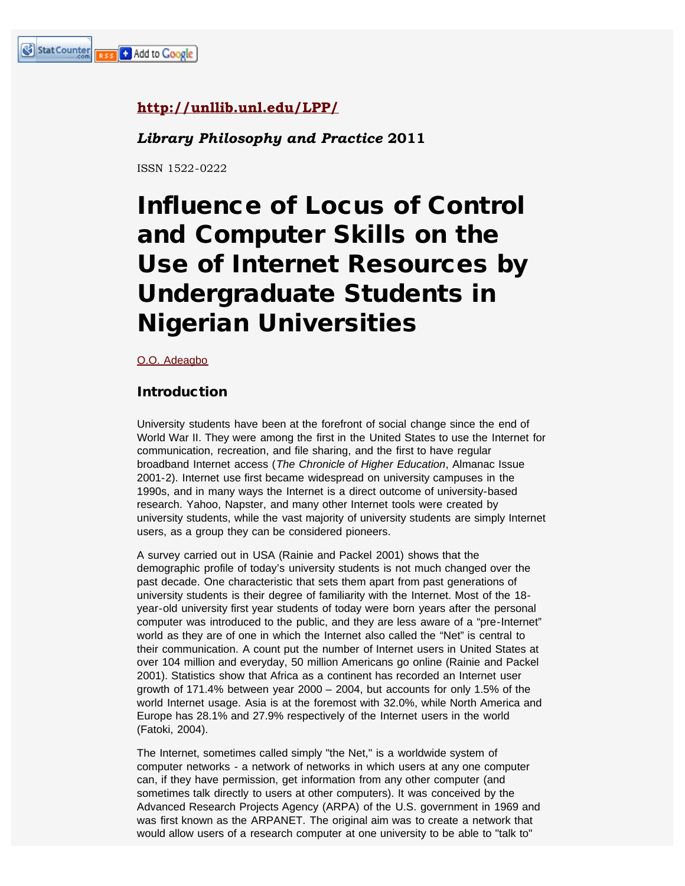http://unllib.unl.edu/LPP/

***Library Philosophy and Practice* 2011**

ISSN 1522-0222

# Influence of Locus of Control and Computer Skills on the Use of Internet Resources by Undergraduate Students in Nigerian Universities

O.O. Adeagbo

## Introduction

University students have been at the forefront of social change since the end of World War II. They were among the first in the United States to use the Internet for communication, recreation, and file sharing, and the first to have regular broadband Internet access (*The Chronicle of Higher Education*, Almanac Issue 2001-2). Internet use first became widespread on university campuses in the 1990s, and in many ways the Internet is a direct outcome of university-based research. Yahoo, Napster, and many other Internet tools were created by university students, while the vast majority of university students are simply Internet users, as a group they can be considered pioneers.

A survey carried out in USA (Rainie and Packel 2001) shows that the demographic profile of today's university students is not much changed over the past decade. One characteristic that sets them apart from past generations of university students is their degree of familiarity with the Internet. Most of the 18-year-old university first year students of today were born years after the personal computer was introduced to the public, and they are less aware of a "pre-Internet" world as they are of one in which the Internet also called the "Net" is central to their communication. A count put the number of Internet users in United States at over 104 million and everyday, 50 million Americans go online (Rainie and Packel 2001). Statistics show that Africa as a continent has recorded an Internet user growth of 171.4% between year 2000 – 2004, but accounts for only 1.5% of the world Internet usage. Asia is at the foremost with 32.0%, while North America and Europe has 28.1% and 27.9% respectively of the Internet users in the world (Fatoki, 2004).

The Internet, sometimes called simply "the Net," is a worldwide system of computer networks - a network of networks in which users at any one computer can, if they have permission, get information from any other computer (and sometimes talk directly to users at other computers). It was conceived by the Advanced Research Projects Agency (ARPA) of the U.S. government in 1969 and was first known as the ARPANET. The original aim was to create a network that would allow users of a research computer at one university to be able to "talk to"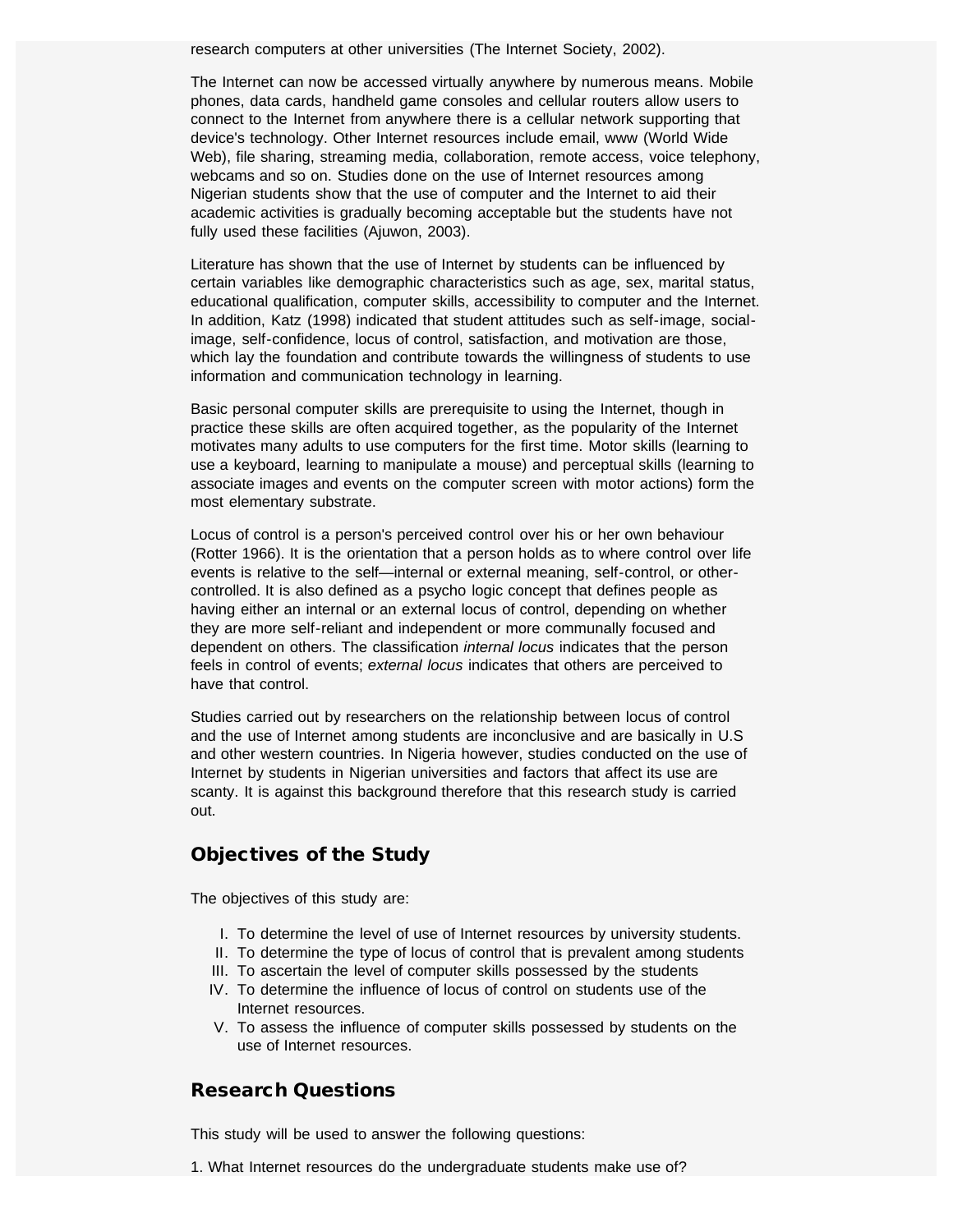research computers at other universities (The Internet Society, 2002).

The Internet can now be accessed virtually anywhere by numerous means. Mobile phones, data cards, handheld game consoles and cellular routers allow users to connect to the Internet from anywhere there is a cellular network supporting that device's technology. Other Internet resources include email, www (World Wide Web), file sharing, streaming media, collaboration, remote access, voice telephony, webcams and so on. Studies done on the use of Internet resources among Nigerian students show that the use of computer and the Internet to aid their academic activities is gradually becoming acceptable but the students have not fully used these facilities (Ajuwon, 2003).

Literature has shown that the use of Internet by students can be influenced by certain variables like demographic characteristics such as age, sex, marital status, educational qualification, computer skills, accessibility to computer and the Internet. In addition, Katz (1998) indicated that student attitudes such as self-image, social-image, self-confidence, locus of control, satisfaction, and motivation are those, which lay the foundation and contribute towards the willingness of students to use information and communication technology in learning.

Basic personal computer skills are prerequisite to using the Internet, though in practice these skills are often acquired together, as the popularity of the Internet motivates many adults to use computers for the first time. Motor skills (learning to use a keyboard, learning to manipulate a mouse) and perceptual skills (learning to associate images and events on the computer screen with motor actions) form the most elementary substrate.

Locus of control is a person's perceived control over his or her own behaviour (Rotter 1966). It is the orientation that a person holds as to where control over life events is relative to the self—internal or external meaning, self-control, or other-controlled. It is also defined as a psycho logic concept that defines people as having either an internal or an external locus of control, depending on whether they are more self-reliant and independent or more communally focused and dependent on others. The classification *internal locus* indicates that the person feels in control of events; *external locus* indicates that others are perceived to have that control.

Studies carried out by researchers on the relationship between locus of control and the use of Internet among students are inconclusive and are basically in U.S and other western countries. In Nigeria however, studies conducted on the use of Internet by students in Nigerian universities and factors that affect its use are scanty. It is against this background therefore that this research study is carried out.

## Objectives of the Study

The objectives of this study are:

I. To determine the level of use of Internet resources by university students.
II. To determine the type of locus of control that is prevalent among students
III. To ascertain the level of computer skills possessed by the students
IV. To determine the influence of locus of control on students use of the Internet resources.
V. To assess the influence of computer skills possessed by students on the use of Internet resources.

## Research Questions

This study will be used to answer the following questions:

1. What Internet resources do the undergraduate students make use of?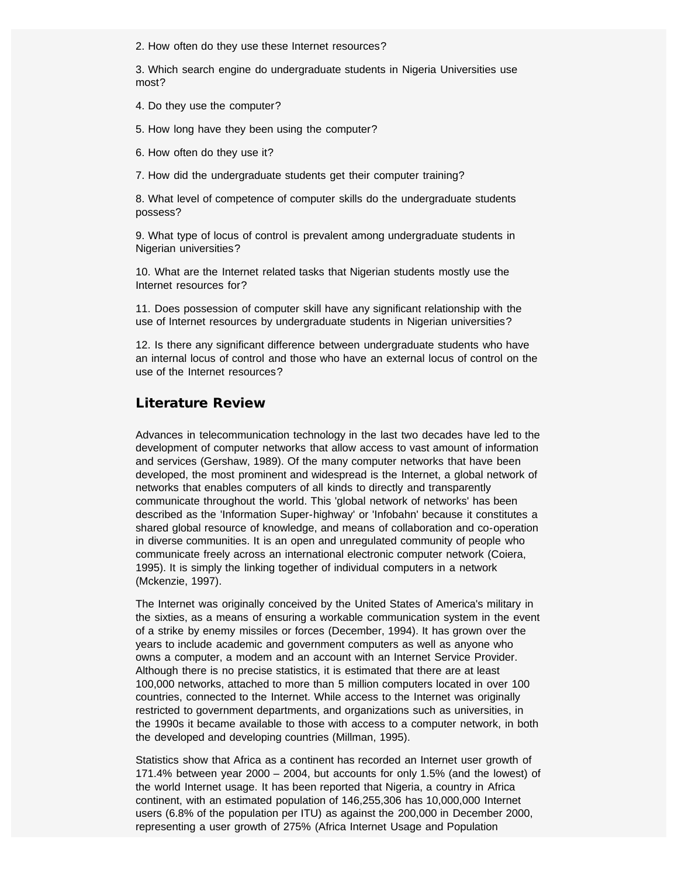2. How often do they use these Internet resources?

3. Which search engine do undergraduate students in Nigeria Universities use most?

4. Do they use the computer?

5. How long have they been using the computer?

6. How often do they use it?

7. How did the undergraduate students get their computer training?

8. What level of competence of computer skills do the undergraduate students possess?

9. What type of locus of control is prevalent among undergraduate students in Nigerian universities?

10. What are the Internet related tasks that Nigerian students mostly use the Internet resources for?

11. Does possession of computer skill have any significant relationship with the use of Internet resources by undergraduate students in Nigerian universities?

12. Is there any significant difference between undergraduate students who have an internal locus of control and those who have an external locus of control on the use of the Internet resources?

## Literature Review

Advances in telecommunication technology in the last two decades have led to the development of computer networks that allow access to vast amount of information and services (Gershaw, 1989). Of the many computer networks that have been developed, the most prominent and widespread is the Internet, a global network of networks that enables computers of all kinds to directly and transparently communicate throughout the world. This 'global network of networks' has been described as the 'Information Super-highway' or 'Infobahn' because it constitutes a shared global resource of knowledge, and means of collaboration and co-operation in diverse communities. It is an open and unregulated community of people who communicate freely across an international electronic computer network (Coiera, 1995). It is simply the linking together of individual computers in a network (Mckenzie, 1997).

The Internet was originally conceived by the United States of America's military in the sixties, as a means of ensuring a workable communication system in the event of a strike by enemy missiles or forces (December, 1994). It has grown over the years to include academic and government computers as well as anyone who owns a computer, a modem and an account with an Internet Service Provider. Although there is no precise statistics, it is estimated that there are at least 100,000 networks, attached to more than 5 million computers located in over 100 countries, connected to the Internet. While access to the Internet was originally restricted to government departments, and organizations such as universities, in the 1990s it became available to those with access to a computer network, in both the developed and developing countries (Millman, 1995).

Statistics show that Africa as a continent has recorded an Internet user growth of 171.4% between year 2000 – 2004, but accounts for only 1.5% (and the lowest) of the world Internet usage. It has been reported that Nigeria, a country in Africa continent, with an estimated population of 146,255,306 has 10,000,000 Internet users (6.8% of the population per ITU) as against the 200,000 in December 2000, representing a user growth of 275% (Africa Internet Usage and Population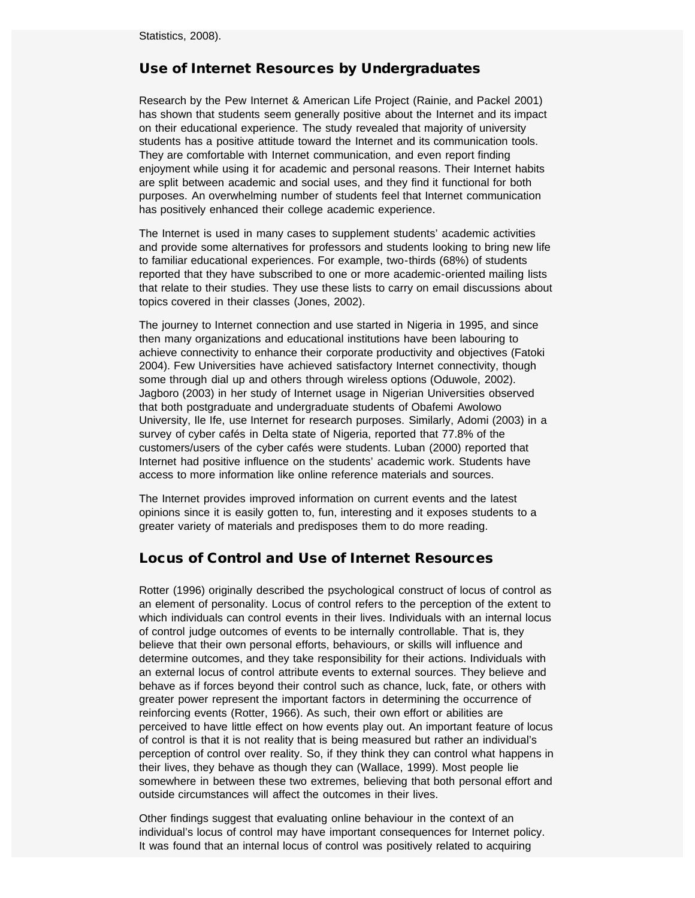Statistics, 2008).

## Use of Internet Resources by Undergraduates

Research by the Pew Internet & American Life Project (Rainie, and Packel 2001) has shown that students seem generally positive about the Internet and its impact on their educational experience. The study revealed that majority of university students has a positive attitude toward the Internet and its communication tools. They are comfortable with Internet communication, and even report finding enjoyment while using it for academic and personal reasons. Their Internet habits are split between academic and social uses, and they find it functional for both purposes. An overwhelming number of students feel that Internet communication has positively enhanced their college academic experience.

The Internet is used in many cases to supplement students' academic activities and provide some alternatives for professors and students looking to bring new life to familiar educational experiences. For example, two-thirds (68%) of students reported that they have subscribed to one or more academic-oriented mailing lists that relate to their studies. They use these lists to carry on email discussions about topics covered in their classes (Jones, 2002).

The journey to Internet connection and use started in Nigeria in 1995, and since then many organizations and educational institutions have been labouring to achieve connectivity to enhance their corporate productivity and objectives (Fatoki 2004). Few Universities have achieved satisfactory Internet connectivity, though some through dial up and others through wireless options (Oduwole, 2002). Jagboro (2003) in her study of Internet usage in Nigerian Universities observed that both postgraduate and undergraduate students of Obafemi Awolowo University, Ile Ife, use Internet for research purposes. Similarly, Adomi (2003) in a survey of cyber cafés in Delta state of Nigeria, reported that 77.8% of the customers/users of the cyber cafés were students. Luban (2000) reported that Internet had positive influence on the students' academic work. Students have access to more information like online reference materials and sources.

The Internet provides improved information on current events and the latest opinions since it is easily gotten to, fun, interesting and it exposes students to a greater variety of materials and predisposes them to do more reading.

## Locus of Control and Use of Internet Resources

Rotter (1996) originally described the psychological construct of locus of control as an element of personality. Locus of control refers to the perception of the extent to which individuals can control events in their lives. Individuals with an internal locus of control judge outcomes of events to be internally controllable. That is, they believe that their own personal efforts, behaviours, or skills will influence and determine outcomes, and they take responsibility for their actions. Individuals with an external locus of control attribute events to external sources. They believe and behave as if forces beyond their control such as chance, luck, fate, or others with greater power represent the important factors in determining the occurrence of reinforcing events (Rotter, 1966). As such, their own effort or abilities are perceived to have little effect on how events play out. An important feature of locus of control is that it is not reality that is being measured but rather an individual's perception of control over reality. So, if they think they can control what happens in their lives, they behave as though they can (Wallace, 1999). Most people lie somewhere in between these two extremes, believing that both personal effort and outside circumstances will affect the outcomes in their lives.

Other findings suggest that evaluating online behaviour in the context of an individual's locus of control may have important consequences for Internet policy. It was found that an internal locus of control was positively related to acquiring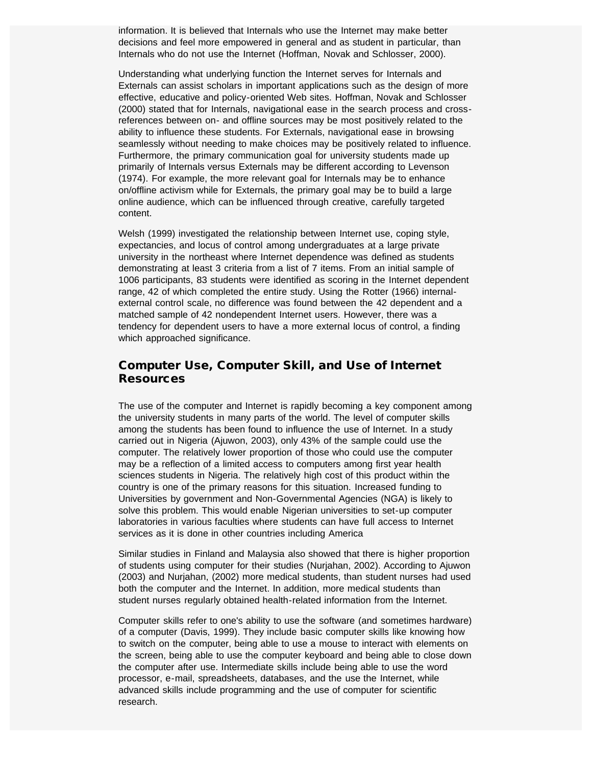information. It is believed that Internals who use the Internet may make better decisions and feel more empowered in general and as student in particular, than Internals who do not use the Internet (Hoffman, Novak and Schlosser, 2000).

Understanding what underlying function the Internet serves for Internals and Externals can assist scholars in important applications such as the design of more effective, educative and policy-oriented Web sites. Hoffman, Novak and Schlosser (2000) stated that for Internals, navigational ease in the search process and cross-references between on- and offline sources may be most positively related to the ability to influence these students. For Externals, navigational ease in browsing seamlessly without needing to make choices may be positively related to influence. Furthermore, the primary communication goal for university students made up primarily of Internals versus Externals may be different according to Levenson (1974). For example, the more relevant goal for Internals may be to enhance on/offline activism while for Externals, the primary goal may be to build a large online audience, which can be influenced through creative, carefully targeted content.

Welsh (1999) investigated the relationship between Internet use, coping style, expectancies, and locus of control among undergraduates at a large private university in the northeast where Internet dependence was defined as students demonstrating at least 3 criteria from a list of 7 items. From an initial sample of 1006 participants, 83 students were identified as scoring in the Internet dependent range, 42 of which completed the entire study. Using the Rotter (1966) internal-external control scale, no difference was found between the 42 dependent and a matched sample of 42 nondependent Internet users. However, there was a tendency for dependent users to have a more external locus of control, a finding which approached significance.

## Computer Use, Computer Skill, and Use of Internet Resources

The use of the computer and Internet is rapidly becoming a key component among the university students in many parts of the world. The level of computer skills among the students has been found to influence the use of Internet. In a study carried out in Nigeria (Ajuwon, 2003), only 43% of the sample could use the computer. The relatively lower proportion of those who could use the computer may be a reflection of a limited access to computers among first year health sciences students in Nigeria. The relatively high cost of this product within the country is one of the primary reasons for this situation. Increased funding to Universities by government and Non-Governmental Agencies (NGA) is likely to solve this problem. This would enable Nigerian universities to set-up computer laboratories in various faculties where students can have full access to Internet services as it is done in other countries including America

Similar studies in Finland and Malaysia also showed that there is higher proportion of students using computer for their studies (Nurjahan, 2002). According to Ajuwon (2003) and Nurjahan, (2002) more medical students, than student nurses had used both the computer and the Internet. In addition, more medical students than student nurses regularly obtained health-related information from the Internet.

Computer skills refer to one's ability to use the software (and sometimes hardware) of a computer (Davis, 1999). They include basic computer skills like knowing how to switch on the computer, being able to use a mouse to interact with elements on the screen, being able to use the computer keyboard and being able to close down the computer after use. Intermediate skills include being able to use the word processor, e-mail, spreadsheets, databases, and the use the Internet, while advanced skills include programming and the use of computer for scientific research.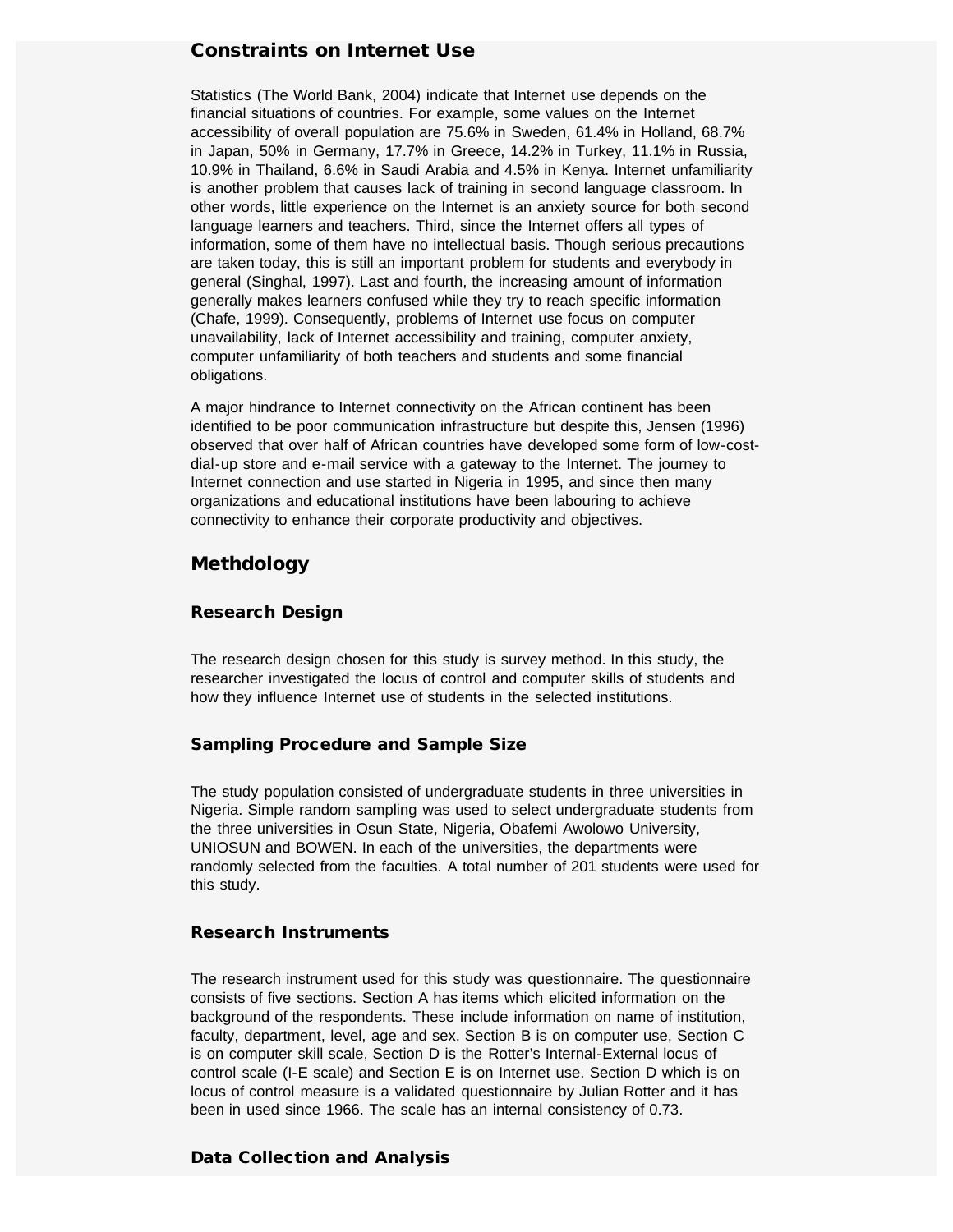## Constraints on Internet Use

Statistics (The World Bank, 2004) indicate that Internet use depends on the financial situations of countries. For example, some values on the Internet accessibility of overall population are 75.6% in Sweden, 61.4% in Holland, 68.7% in Japan, 50% in Germany, 17.7% in Greece, 14.2% in Turkey, 11.1% in Russia, 10.9% in Thailand, 6.6% in Saudi Arabia and 4.5% in Kenya. Internet unfamiliarity is another problem that causes lack of training in second language classroom. In other words, little experience on the Internet is an anxiety source for both second language learners and teachers. Third, since the Internet offers all types of information, some of them have no intellectual basis. Though serious precautions are taken today, this is still an important problem for students and everybody in general (Singhal, 1997). Last and fourth, the increasing amount of information generally makes learners confused while they try to reach specific information (Chafe, 1999). Consequently, problems of Internet use focus on computer unavailability, lack of Internet accessibility and training, computer anxiety, computer unfamiliarity of both teachers and students and some financial obligations.

A major hindrance to Internet connectivity on the African continent has been identified to be poor communication infrastructure but despite this, Jensen (1996) observed that over half of African countries have developed some form of low-cost-dial-up store and e-mail service with a gateway to the Internet. The journey to Internet connection and use started in Nigeria in 1995, and since then many organizations and educational institutions have been labouring to achieve connectivity to enhance their corporate productivity and objectives.

## Methdology

### Research Design

The research design chosen for this study is survey method. In this study, the researcher investigated the locus of control and computer skills of students and how they influence Internet use of students in the selected institutions.

### Sampling Procedure and Sample Size

The study population consisted of undergraduate students in three universities in Nigeria. Simple random sampling was used to select undergraduate students from the three universities in Osun State, Nigeria, Obafemi Awolowo University, UNIOSUN and BOWEN. In each of the universities, the departments were randomly selected from the faculties. A total number of 201 students were used for this study.

### Research Instruments

The research instrument used for this study was questionnaire. The questionnaire consists of five sections. Section A has items which elicited information on the background of the respondents. These include information on name of institution, faculty, department, level, age and sex. Section B is on computer use, Section C is on computer skill scale, Section D is the Rotter's Internal-External locus of control scale (I-E scale) and Section E is on Internet use. Section D which is on locus of control measure is a validated questionnaire by Julian Rotter and it has been in used since 1966. The scale has an internal consistency of 0.73.

### Data Collection and Analysis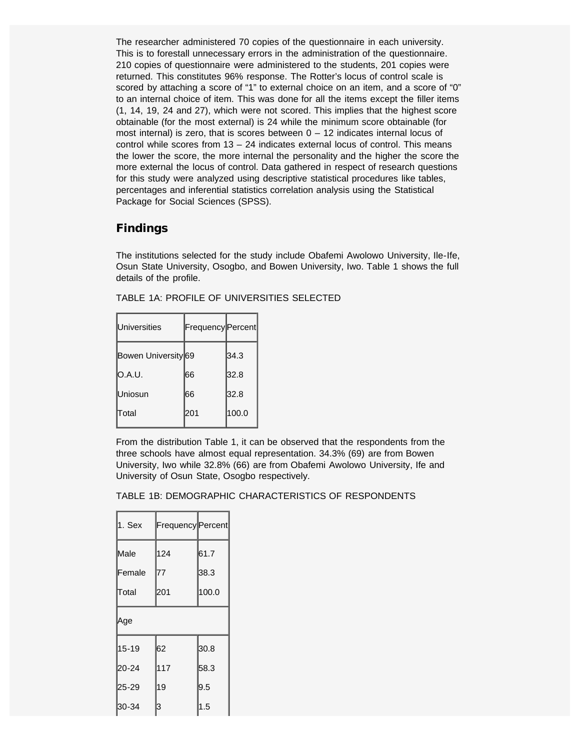The researcher administered 70 copies of the questionnaire in each university. This is to forestall unnecessary errors in the administration of the questionnaire. 210 copies of questionnaire were administered to the students, 201 copies were returned. This constitutes 96% response. The Rotter's locus of control scale is scored by attaching a score of "1" to external choice on an item, and a score of "0" to an internal choice of item. This was done for all the items except the filler items (1, 14, 19, 24 and 27), which were not scored. This implies that the highest score obtainable (for the most external) is 24 while the minimum score obtainable (for most internal) is zero, that is scores between 0 – 12 indicates internal locus of control while scores from 13 – 24 indicates external locus of control. This means the lower the score, the more internal the personality and the higher the score the more external the locus of control. Data gathered in respect of research questions for this study were analyzed using descriptive statistical procedures like tables, percentages and inferential statistics correlation analysis using the Statistical Package for Social Sciences (SPSS).

## Findings

The institutions selected for the study include Obafemi Awolowo University, Ile-Ife, Osun State University, Osogbo, and Bowen University, Iwo. Table 1 shows the full details of the profile.

TABLE 1A: PROFILE OF UNIVERSITIES SELECTED

| Universities | Frequency | Percent |
|---|---|---|
| Bowen University | 69 | 34.3 |
| O.A.U. | 66 | 32.8 |
| Uniosun | 66 | 32.8 |
| Total | 201 | 100.0 |

From the distribution Table 1, it can be observed that the respondents from the three schools have almost equal representation. 34.3% (69) are from Bowen University, Iwo while 32.8% (66) are from Obafemi Awolowo University, Ife and University of Osun State, Osogbo respectively.

TABLE 1B: DEMOGRAPHIC CHARACTERISTICS OF RESPONDENTS

| 1. Sex | Frequency | Percent |
|---|---|---|
| Male | 124 | 61.7 |
| Female | 77 | 38.3 |
| Total | 201 | 100.0 |
| Age | | |
| 15-19 | 62 | 30.8 |
| 20-24 | 117 | 58.3 |
| 25-29 | 19 | 9.5 |
| 30-34 | 3 | 1.5 |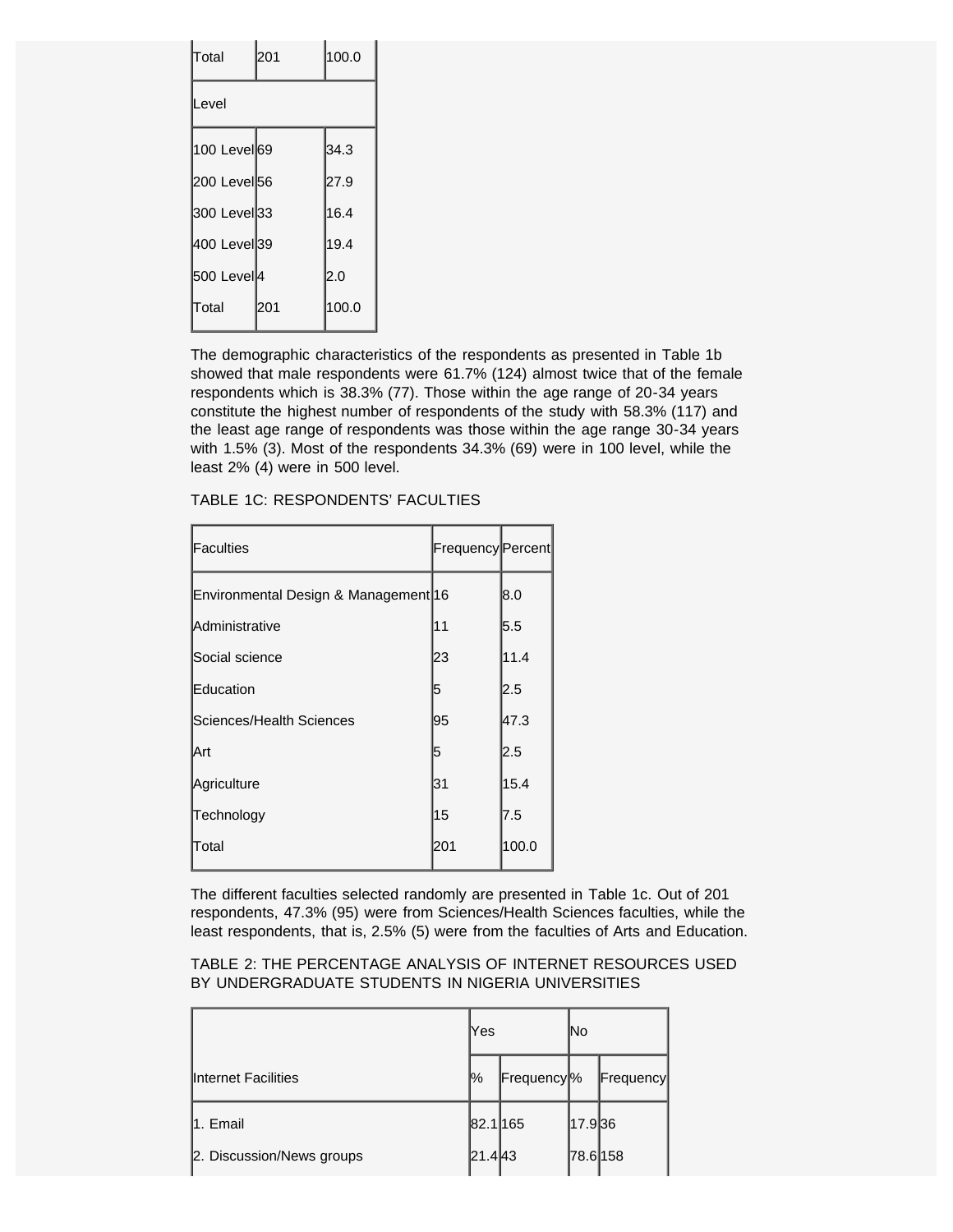| | | |
|---|---|---|
| Total | 201 | 100.0 |
| Level | | |
| 100 Level | 69 | 34.3 |
| 200 Level | 56 | 27.9 |
| 300 Level | 33 | 16.4 |
| 400 Level | 39 | 19.4 |
| 500 Level | 4 | 2.0 |
| Total | 201 | 100.0 |

The demographic characteristics of the respondents as presented in Table 1b showed that male respondents were 61.7% (124) almost twice that of the female respondents which is 38.3% (77). Those within the age range of 20-34 years constitute the highest number of respondents of the study with 58.3% (117) and the least age range of respondents was those within the age range 30-34 years with 1.5% (3). Most of the respondents 34.3% (69) were in 100 level, while the least 2% (4) were in 500 level.

TABLE 1C: RESPONDENTS' FACULTIES

| Faculties | Frequency | Percent |
|---|---|---|
| Environmental Design & Management | 16 | 8.0 |
| Administrative | 11 | 5.5 |
| Social science | 23 | 11.4 |
| Education | 5 | 2.5 |
| Sciences/Health Sciences | 95 | 47.3 |
| Art | 5 | 2.5 |
| Agriculture | 31 | 15.4 |
| Technology | 15 | 7.5 |
| Total | 201 | 100.0 |

The different faculties selected randomly are presented in Table 1c. Out of 201 respondents, 47.3% (95) were from Sciences/Health Sciences faculties, while the least respondents, that is, 2.5% (5) were from the faculties of Arts and Education.

TABLE 2: THE PERCENTAGE ANALYSIS OF INTERNET RESOURCES USED BY UNDERGRADUATE STUDENTS IN NIGERIA UNIVERSITIES

| | Yes | | No | |
|---|---|---|---|---|
| Internet Facilities | % | Frequency | % | Frequency |
| 1. Email | 82.1 | 165 | 17.9 | 36 |
| 2. Discussion/News groups | 21.4 | 43 | 78.6 | 158 |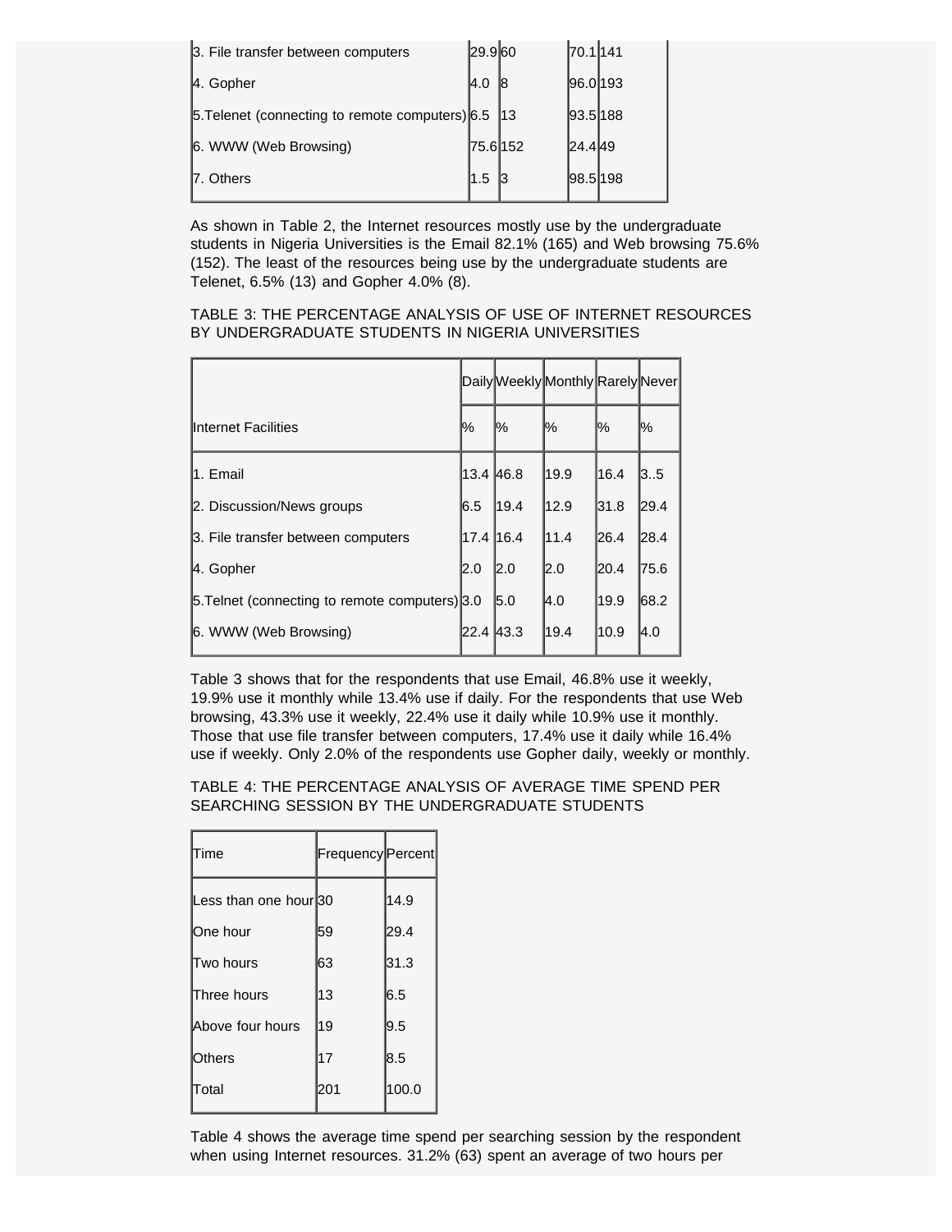| | | | | |
|---|---|---|---|---|
| 3. File transfer between computers | 29.9 | 60 | 70.1 | 141 |
| 4. Gopher | 4.0 | 8 | 96.0 | 193 |
| 5.Telenet (connecting to remote computers) | 6.5 | 13 | 93.5 | 188 |
| 6. WWW (Web Browsing) | 75.6 | 152 | 24.4 | 49 |
| 7. Others | 1.5 | 3 | 98.5 | 198 |

As shown in Table 2, the Internet resources mostly use by the undergraduate students in Nigeria Universities is the Email 82.1% (165) and Web browsing 75.6% (152). The least of the resources being use by the undergraduate students are Telenet, 6.5% (13) and Gopher 4.0% (8).

TABLE 3: THE PERCENTAGE ANALYSIS OF USE OF INTERNET RESOURCES BY UNDERGRADUATE STUDENTS IN NIGERIA UNIVERSITIES

| | Daily | Weekly | Monthly | Rarely | Never |
|---|---|---|---|---|---|
| Internet Facilities | % | % | % | % | % |
| 1. Email | 13.4 | 46.8 | 19.9 | 16.4 | 3..5 |
| 2. Discussion/News groups | 6.5 | 19.4 | 12.9 | 31.8 | 29.4 |
| 3. File transfer between computers | 17.4 | 16.4 | 11.4 | 26.4 | 28.4 |
| 4. Gopher | 2.0 | 2.0 | 2.0 | 20.4 | 75.6 |
| 5.Telnet (connecting to remote computers) | 3.0 | 5.0 | 4.0 | 19.9 | 68.2 |
| 6. WWW (Web Browsing) | 22.4 | 43.3 | 19.4 | 10.9 | 4.0 |

Table 3 shows that for the respondents that use Email, 46.8% use it weekly, 19.9% use it monthly while 13.4% use if daily. For the respondents that use Web browsing, 43.3% use it weekly, 22.4% use it daily while 10.9% use it monthly. Those that use file transfer between computers, 17.4% use it daily while 16.4% use if weekly. Only 2.0% of the respondents use Gopher daily, weekly or monthly.

TABLE 4: THE PERCENTAGE ANALYSIS OF AVERAGE TIME SPEND PER SEARCHING SESSION BY THE UNDERGRADUATE STUDENTS

| Time | Frequency | Percent |
|---|---|---|
| Less than one hour | 30 | 14.9 |
| One hour | 59 | 29.4 |
| Two hours | 63 | 31.3 |
| Three hours | 13 | 6.5 |
| Above four hours | 19 | 9.5 |
| Others | 17 | 8.5 |
| Total | 201 | 100.0 |

Table 4 shows the average time spend per searching session by the respondent when using Internet resources. 31.2% (63) spent an average of two hours per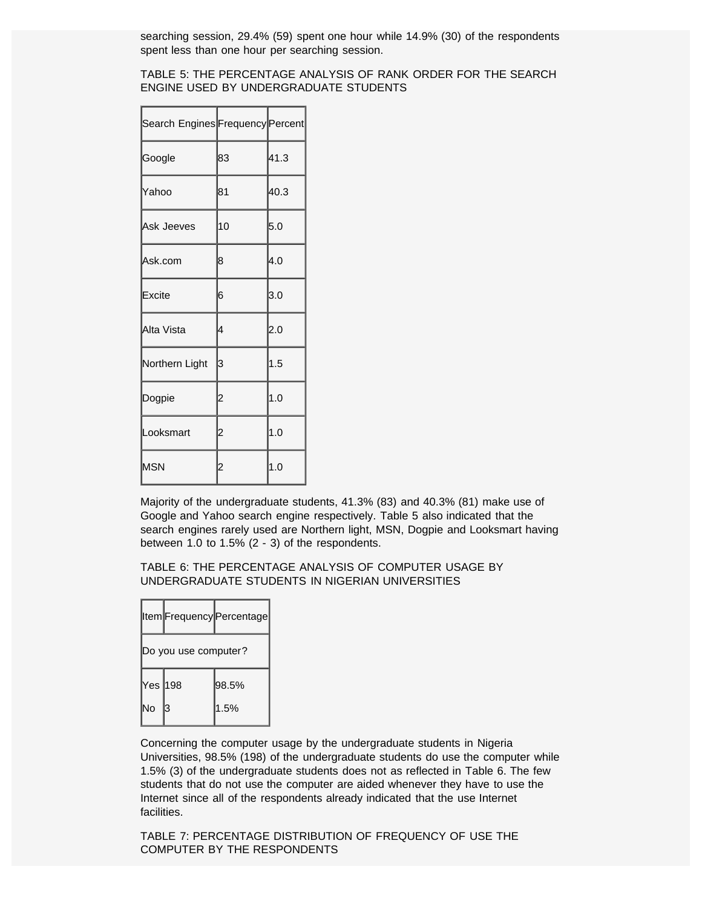searching session, 29.4% (59) spent one hour while 14.9% (30) of the respondents spent less than one hour per searching session.

TABLE 5: THE PERCENTAGE ANALYSIS OF RANK ORDER FOR THE SEARCH ENGINE USED BY UNDERGRADUATE STUDENTS

| Search Engines | Frequency | Percent |
|---|---|---|
| Google | 83 | 41.3 |
| Yahoo | 81 | 40.3 |
| Ask Jeeves | 10 | 5.0 |
| Ask.com | 8 | 4.0 |
| Excite | 6 | 3.0 |
| Alta Vista | 4 | 2.0 |
| Northern Light | 3 | 1.5 |
| Dogpie | 2 | 1.0 |
| Looksmart | 2 | 1.0 |
| MSN | 2 | 1.0 |

Majority of the undergraduate students, 41.3% (83) and 40.3% (81) make use of Google and Yahoo search engine respectively. Table 5 also indicated that the search engines rarely used are Northern light, MSN, Dogpie and Looksmart having between 1.0 to 1.5% (2 - 3) of the respondents.

TABLE 6: THE PERCENTAGE ANALYSIS OF COMPUTER USAGE BY UNDERGRADUATE STUDENTS IN NIGERIAN UNIVERSITIES

| Item | Frequency | Percentage |
|---|---|---|
| Do you use computer? | | |
| Yes | 198 | 98.5% |
| No | 3 | 1.5% |

Concerning the computer usage by the undergraduate students in Nigeria Universities, 98.5% (198) of the undergraduate students do use the computer while 1.5% (3) of the undergraduate students does not as reflected in Table 6. The few students that do not use the computer are aided whenever they have to use the Internet since all of the respondents already indicated that the use Internet facilities.

TABLE 7: PERCENTAGE DISTRIBUTION OF FREQUENCY OF USE THE COMPUTER BY THE RESPONDENTS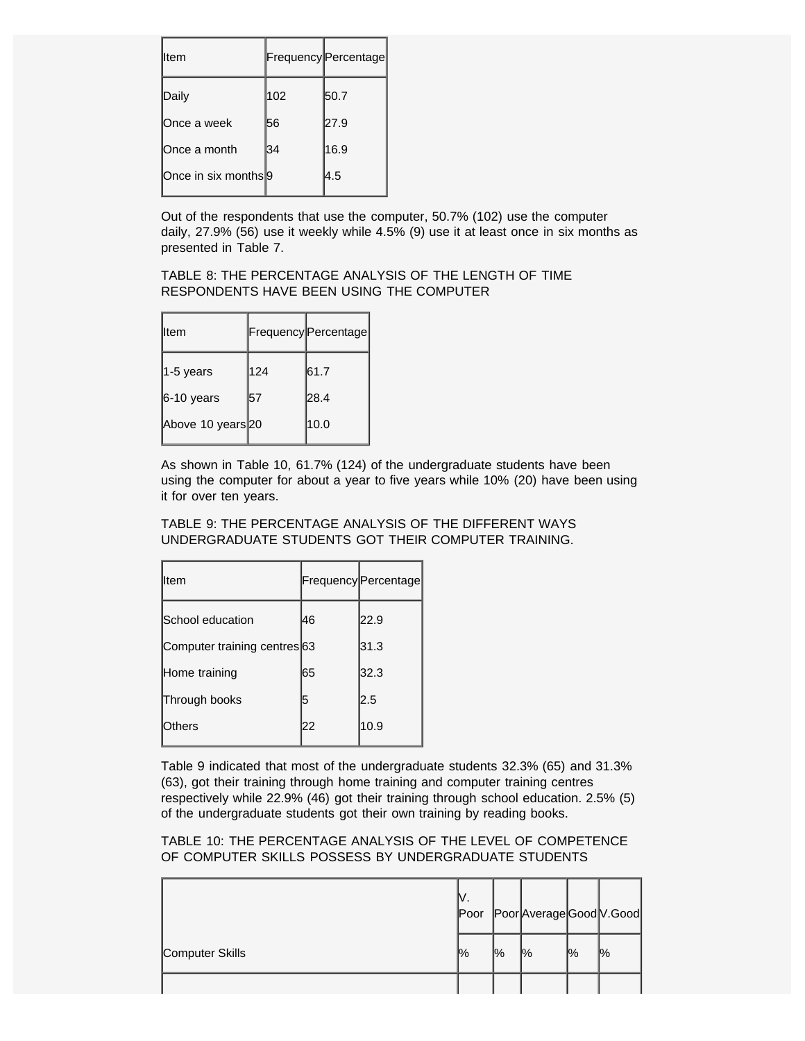| Item | Frequency | Percentage |
|---|---|---|
| Daily | 102 | 50.7 |
| Once a week | 56 | 27.9 |
| Once a month | 34 | 16.9 |
| Once in six months | 9 | 4.5 |

Out of the respondents that use the computer, 50.7% (102) use the computer daily, 27.9% (56) use it weekly while 4.5% (9) use it at least once in six months as presented in Table 7.

TABLE 8: THE PERCENTAGE ANALYSIS OF THE LENGTH OF TIME RESPONDENTS HAVE BEEN USING THE COMPUTER

| Item | Frequency | Percentage |
|---|---|---|
| 1-5 years | 124 | 61.7 |
| 6-10 years | 57 | 28.4 |
| Above 10 years | 20 | 10.0 |

As shown in Table 10, 61.7% (124) of the undergraduate students have been using the computer for about a year to five years while 10% (20) have been using it for over ten years.

TABLE 9: THE PERCENTAGE ANALYSIS OF THE DIFFERENT WAYS UNDERGRADUATE STUDENTS GOT THEIR COMPUTER TRAINING.

| Item | Frequency | Percentage |
|---|---|---|
| School education | 46 | 22.9 |
| Computer training centres | 63 | 31.3 |
| Home training | 65 | 32.3 |
| Through books | 5 | 2.5 |
| Others | 22 | 10.9 |

Table 9 indicated that most of the undergraduate students 32.3% (65) and 31.3% (63), got their training through home training and computer training centres respectively while 22.9% (46) got their training through school education. 2.5% (5) of the undergraduate students got their own training by reading books.

TABLE 10: THE PERCENTAGE ANALYSIS OF THE LEVEL OF COMPETENCE OF COMPUTER SKILLS POSSESS BY UNDERGRADUATE STUDENTS

| | V. Poor | Poor | Average | Good | V.Good |
|---|---|---|---|---|---|
| Computer Skills | % | % | % | % | % |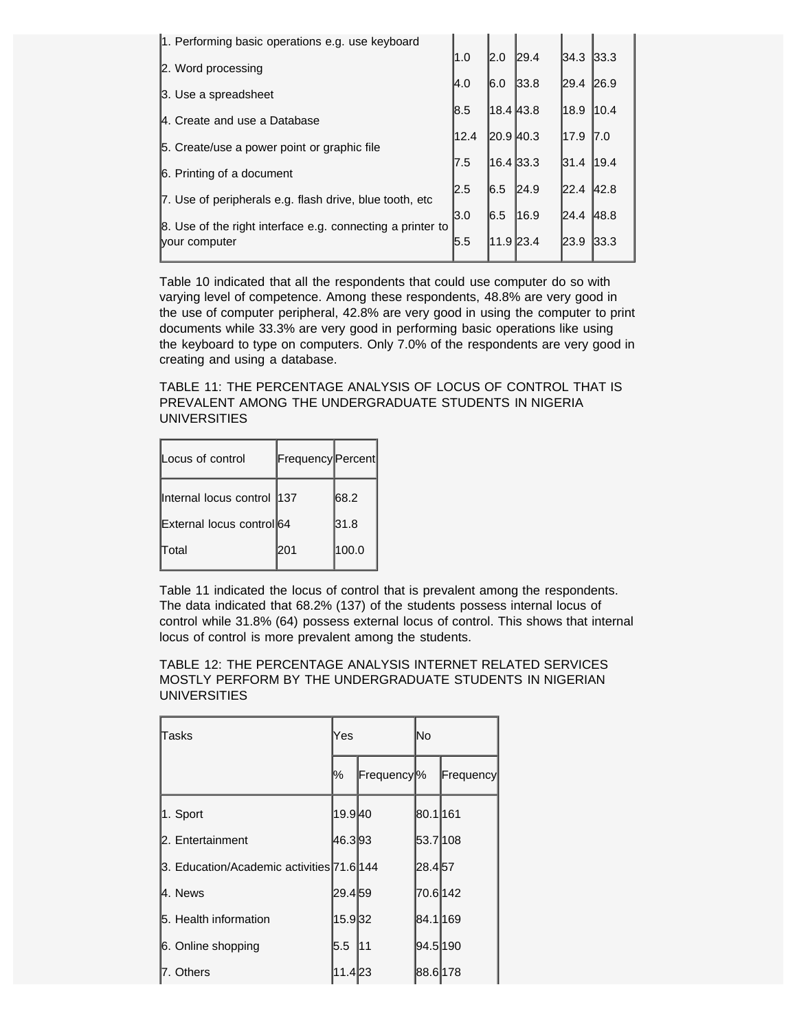| | | | | | |
|---|---|---|---|---|---|
| 1. Performing basic operations e.g. use keyboard | 1.0 | 2.0 | 29.4 | 34.3 | 33.3 |
| 2. Word processing | 4.0 | 6.0 | 33.8 | 29.4 | 26.9 |
| 3. Use a spreadsheet | 8.5 | 18.4 | 43.8 | 18.9 | 10.4 |
| 4. Create and use a Database | 12.4 | 20.9 | 40.3 | 17.9 | 7.0 |
| 5. Create/use a power point or graphic file | 7.5 | 16.4 | 33.3 | 31.4 | 19.4 |
| 6. Printing of a document | 2.5 | 6.5 | 24.9 | 22.4 | 42.8 |
| 7. Use of peripherals e.g. flash drive, blue tooth, etc | 3.0 | 6.5 | 16.9 | 24.4 | 48.8 |
| 8. Use of the right interface e.g. connecting a printer to your computer | 5.5 | 11.9 | 23.4 | 23.9 | 33.3 |

Table 10 indicated that all the respondents that could use computer do so with varying level of competence. Among these respondents, 48.8% are very good in the use of computer peripheral, 42.8% are very good in using the computer to print documents while 33.3% are very good in performing basic operations like using the keyboard to type on computers. Only 7.0% of the respondents are very good in creating and using a database.

TABLE 11: THE PERCENTAGE ANALYSIS OF LOCUS OF CONTROL THAT IS PREVALENT AMONG THE UNDERGRADUATE STUDENTS IN NIGERIA UNIVERSITIES

| Locus of control | Frequency | Percent |
|---|---|---|
| Internal locus control | 137 | 68.2 |
| External locus control | 64 | 31.8 |
| Total | 201 | 100.0 |

Table 11 indicated the locus of control that is prevalent among the respondents. The data indicated that 68.2% (137) of the students possess internal locus of control while 31.8% (64) possess external locus of control. This shows that internal locus of control is more prevalent among the students.

TABLE 12: THE PERCENTAGE ANALYSIS INTERNET RELATED SERVICES MOSTLY PERFORM BY THE UNDERGRADUATE STUDENTS IN NIGERIAN UNIVERSITIES

| Tasks | Yes | | No | |
|---|---|---|---|---|
| | % | Frequency | % | Frequency |
| 1. Sport | 19.9 | 40 | 80.1 | 161 |
| 2. Entertainment | 46.3 | 93 | 53.7 | 108 |
| 3. Education/Academic activities | 71.6 | 144 | 28.4 | 57 |
| 4. News | 29.4 | 59 | 70.6 | 142 |
| 5. Health information | 15.9 | 32 | 84.1 | 169 |
| 6. Online shopping | 5.5 | 11 | 94.5 | 190 |
| 7. Others | 11.4 | 23 | 88.6 | 178 |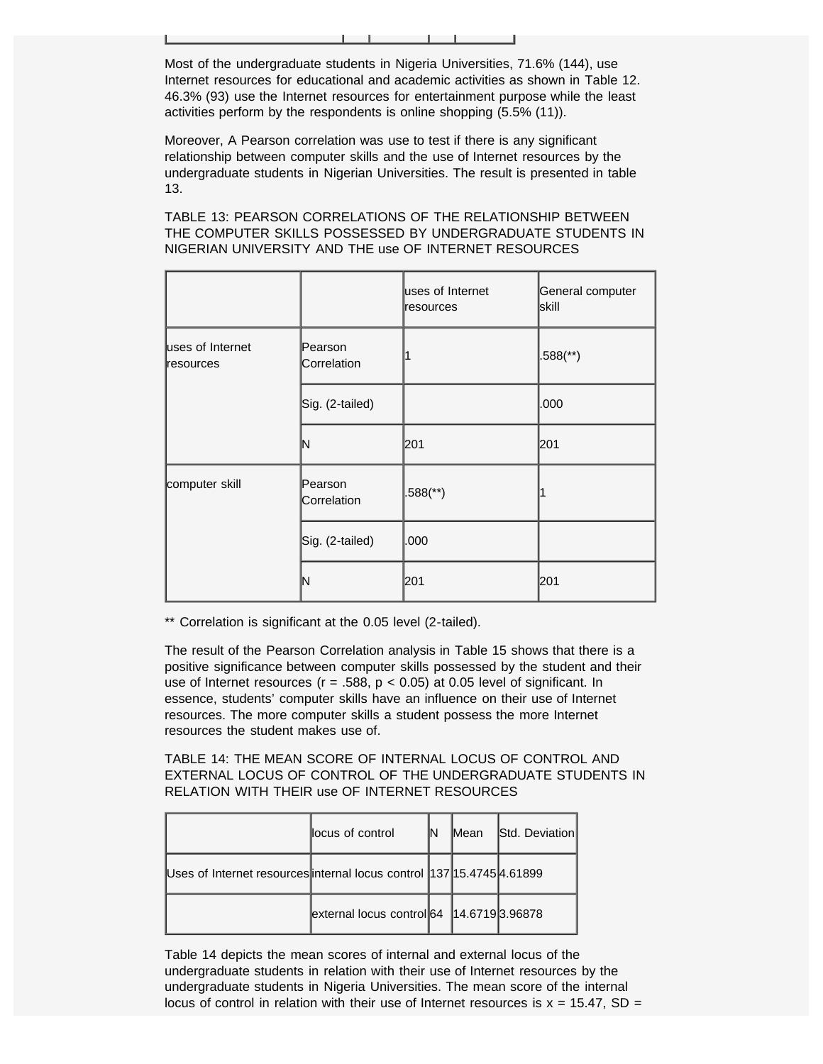Most of the undergraduate students in Nigeria Universities, 71.6% (144), use Internet resources for educational and academic activities as shown in Table 12. 46.3% (93) use the Internet resources for entertainment purpose while the least activities perform by the respondents is online shopping (5.5% (11)).

Moreover, A Pearson correlation was use to test if there is any significant relationship between computer skills and the use of Internet resources by the undergraduate students in Nigerian Universities. The result is presented in table 13.

TABLE 13: PEARSON CORRELATIONS OF THE RELATIONSHIP BETWEEN THE COMPUTER SKILLS POSSESSED BY UNDERGRADUATE STUDENTS IN NIGERIAN UNIVERSITY AND THE use OF INTERNET RESOURCES

| | | uses of Internet resources | General computer skill |
|---|---|---|---|
| uses of Internet resources | Pearson Correlation | 1 | .588(**) |
| | Sig. (2-tailed) | | .000 |
| | N | 201 | 201 |
| computer skill | Pearson Correlation | .588(**) | 1 |
| | Sig. (2-tailed) | .000 | |
| | N | 201 | 201 |

** Correlation is significant at the 0.05 level (2-tailed).

The result of the Pearson Correlation analysis in Table 15 shows that there is a positive significance between computer skills possessed by the student and their use of Internet resources ($r = .588$, $p < 0.05$) at 0.05 level of significant. In essence, students' computer skills have an influence on their use of Internet resources. The more computer skills a student possess the more Internet resources the student makes use of.

TABLE 14: THE MEAN SCORE OF INTERNAL LOCUS OF CONTROL AND EXTERNAL LOCUS OF CONTROL OF THE UNDERGRADUATE STUDENTS IN RELATION WITH THEIR use OF INTERNET RESOURCES

| | locus of control | N | Mean | Std. Deviation |
|---|---|---|---|---|
| Uses of Internet resources | internal locus control | 137 | 15.4745 | 4.61899 |
| | external locus control | 64 | 14.6719 | 3.96878 |

Table 14 depicts the mean scores of internal and external locus of the undergraduate students in relation with their use of Internet resources by the undergraduate students in Nigeria Universities. The mean score of the internal locus of control in relation with their use of Internet resources is $x = 15.47$, SD =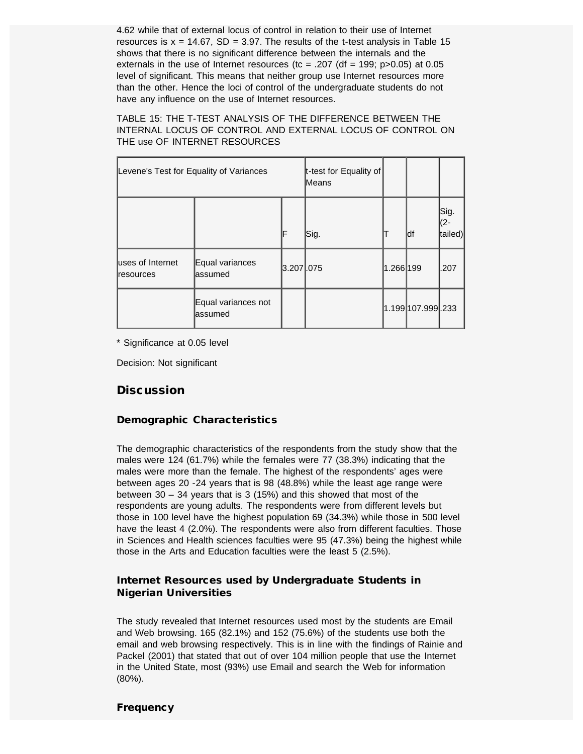4.62 while that of external locus of control in relation to their use of Internet resources is x = 14.67, SD = 3.97. The results of the t-test analysis in Table 15 shows that there is no significant difference between the internals and the externals in the use of Internet resources (tc = .207 (df = 199; p>0.05) at 0.05 level of significant. This means that neither group use Internet resources more than the other. Hence the loci of control of the undergraduate students do not have any influence on the use of Internet resources.

TABLE 15: THE T-TEST ANALYSIS OF THE DIFFERENCE BETWEEN THE INTERNAL LOCUS OF CONTROL AND EXTERNAL LOCUS OF CONTROL ON THE use OF INTERNET RESOURCES

| Levene's Test for Equality of Variances | | | t-test for Equality of Means | | | |
|---|---|---|---|---|---|---|
| | | F | Sig. | T | df | Sig. (2-tailed) |
| uses of Internet resources | Equal variances assumed | 3.207 | .075 | 1.266 | 199 | .207 |
| | Equal variances not assumed | | | 1.199 | 107.999 | .233 |

* Significance at 0.05 level

Decision: Not significant

## Discussion

### Demographic Characteristics

The demographic characteristics of the respondents from the study show that the males were 124 (61.7%) while the females were 77 (38.3%) indicating that the males were more than the female. The highest of the respondents' ages were between ages 20 -24 years that is 98 (48.8%) while the least age range were between 30 – 34 years that is 3 (15%) and this showed that most of the respondents are young adults. The respondents were from different levels but those in 100 level have the highest population 69 (34.3%) while those in 500 level have the least 4 (2.0%). The respondents were also from different faculties. Those in Sciences and Health sciences faculties were 95 (47.3%) being the highest while those in the Arts and Education faculties were the least 5 (2.5%).

### Internet Resources used by Undergraduate Students in Nigerian Universities

The study revealed that Internet resources used most by the students are Email and Web browsing. 165 (82.1%) and 152 (75.6%) of the students use both the email and web browsing respectively. This is in line with the findings of Rainie and Packel (2001) that stated that out of over 104 million people that use the Internet in the United State, most (93%) use Email and search the Web for information (80%).

### Frequency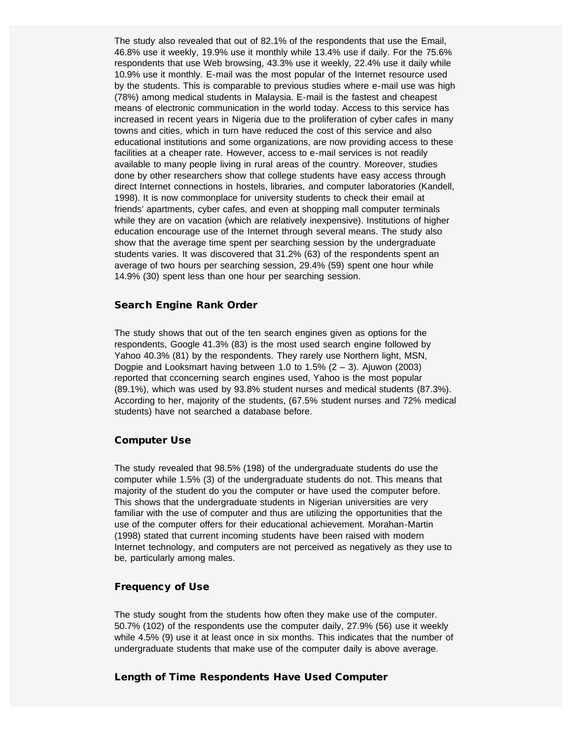The study also revealed that out of 82.1% of the respondents that use the Email, 46.8% use it weekly, 19.9% use it monthly while 13.4% use if daily. For the 75.6% respondents that use Web browsing, 43.3% use it weekly, 22.4% use it daily while 10.9% use it monthly. E-mail was the most popular of the Internet resource used by the students. This is comparable to previous studies where e-mail use was high (78%) among medical students in Malaysia. E-mail is the fastest and cheapest means of electronic communication in the world today. Access to this service has increased in recent years in Nigeria due to the proliferation of cyber cafes in many towns and cities, which in turn have reduced the cost of this service and also educational institutions and some organizations, are now providing access to these facilities at a cheaper rate. However, access to e-mail services is not readily available to many people living in rural areas of the country. Moreover, studies done by other researchers show that college students have easy access through direct Internet connections in hostels, libraries, and computer laboratories (Kandell, 1998). It is now commonplace for university students to check their email at friends' apartments, cyber cafes, and even at shopping mall computer terminals while they are on vacation (which are relatively inexpensive). Institutions of higher education encourage use of the Internet through several means. The study also show that the average time spent per searching session by the undergraduate students varies. It was discovered that 31.2% (63) of the respondents spent an average of two hours per searching session, 29.4% (59) spent one hour while 14.9% (30) spent less than one hour per searching session.

## Search Engine Rank Order

The study shows that out of the ten search engines given as options for the respondents, Google 41.3% (83) is the most used search engine followed by Yahoo 40.3% (81) by the respondents. They rarely use Northern light, MSN, Dogpie and Looksmart having between 1.0 to 1.5% (2 – 3). Ajuwon (2003) reported that cconcerning search engines used, Yahoo is the most popular (89.1%), which was used by 93.8% student nurses and medical students (87.3%). According to her, majority of the students, (67.5% student nurses and 72% medical students) have not searched a database before.

## Computer Use

The study revealed that 98.5% (198) of the undergraduate students do use the computer while 1.5% (3) of the undergraduate students do not. This means that majority of the student do you the computer or have used the computer before. This shows that the undergraduate students in Nigerian universities are very familiar with the use of computer and thus are utilizing the opportunities that the use of the computer offers for their educational achievement. Morahan-Martin (1998) stated that current incoming students have been raised with modern Internet technology, and computers are not perceived as negatively as they use to be, particularly among males.

## Frequency of Use

The study sought from the students how often they make use of the computer. 50.7% (102) of the respondents use the computer daily, 27.9% (56) use it weekly while 4.5% (9) use it at least once in six months. This indicates that the number of undergraduate students that make use of the computer daily is above average.

## Length of Time Respondents Have Used Computer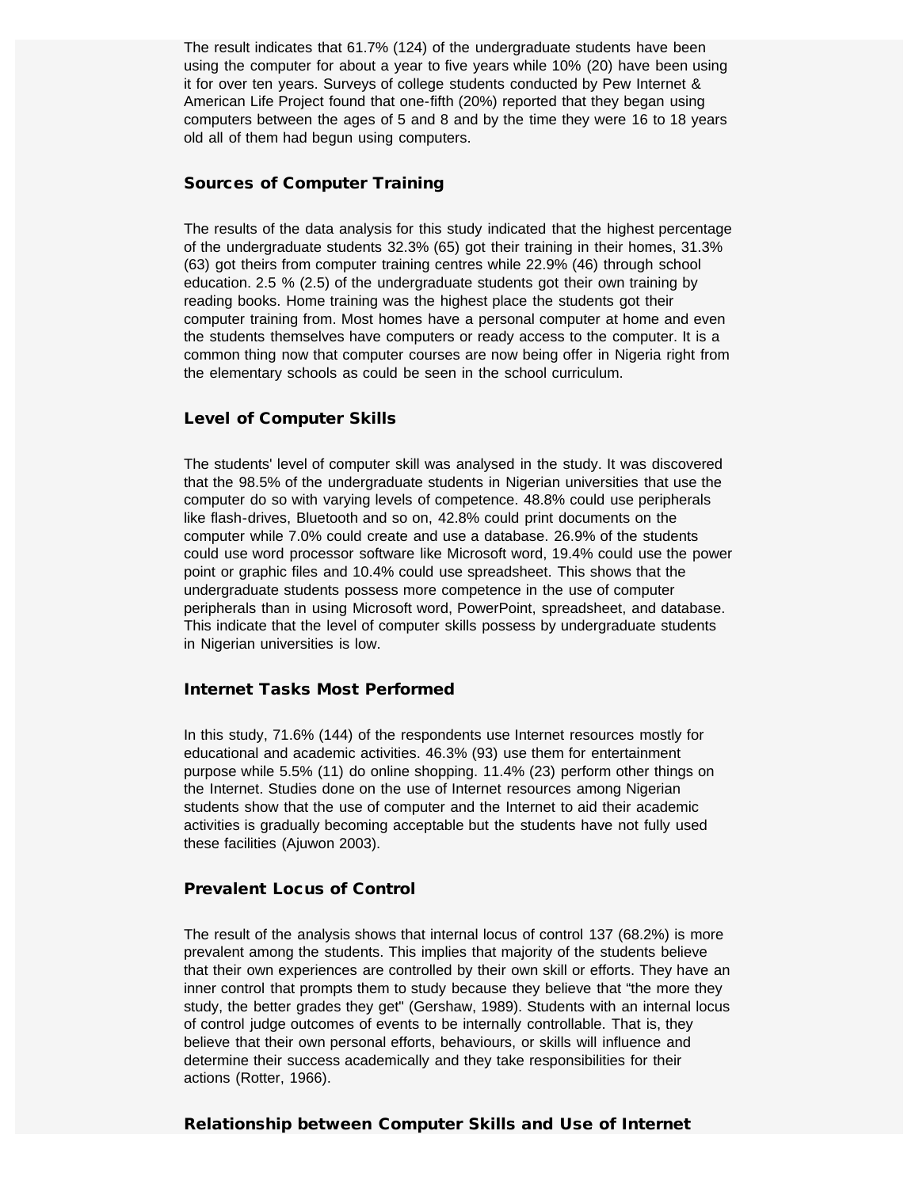The result indicates that 61.7% (124) of the undergraduate students have been using the computer for about a year to five years while 10% (20) have been using it for over ten years. Surveys of college students conducted by Pew Internet & American Life Project found that one-fifth (20%) reported that they began using computers between the ages of 5 and 8 and by the time they were 16 to 18 years old all of them had begun using computers.

### Sources of Computer Training

The results of the data analysis for this study indicated that the highest percentage of the undergraduate students 32.3% (65) got their training in their homes, 31.3% (63) got theirs from computer training centres while 22.9% (46) through school education. 2.5 % (2.5) of the undergraduate students got their own training by reading books. Home training was the highest place the students got their computer training from. Most homes have a personal computer at home and even the students themselves have computers or ready access to the computer. It is a common thing now that computer courses are now being offer in Nigeria right from the elementary schools as could be seen in the school curriculum.

### Level of Computer Skills

The students' level of computer skill was analysed in the study. It was discovered that the 98.5% of the undergraduate students in Nigerian universities that use the computer do so with varying levels of competence. 48.8% could use peripherals like flash-drives, Bluetooth and so on, 42.8% could print documents on the computer while 7.0% could create and use a database. 26.9% of the students could use word processor software like Microsoft word, 19.4% could use the power point or graphic files and 10.4% could use spreadsheet. This shows that the undergraduate students possess more competence in the use of computer peripherals than in using Microsoft word, PowerPoint, spreadsheet, and database. This indicate that the level of computer skills possess by undergraduate students in Nigerian universities is low.

### Internet Tasks Most Performed

In this study, 71.6% (144) of the respondents use Internet resources mostly for educational and academic activities. 46.3% (93) use them for entertainment purpose while 5.5% (11) do online shopping. 11.4% (23) perform other things on the Internet. Studies done on the use of Internet resources among Nigerian students show that the use of computer and the Internet to aid their academic activities is gradually becoming acceptable but the students have not fully used these facilities (Ajuwon 2003).

### Prevalent Locus of Control

The result of the analysis shows that internal locus of control 137 (68.2%) is more prevalent among the students. This implies that majority of the students believe that their own experiences are controlled by their own skill or efforts. They have an inner control that prompts them to study because they believe that "the more they study, the better grades they get" (Gershaw, 1989). Students with an internal locus of control judge outcomes of events to be internally controllable. That is, they believe that their own personal efforts, behaviours, or skills will influence and determine their success academically and they take responsibilities for their actions (Rotter, 1966).

### Relationship between Computer Skills and Use of Internet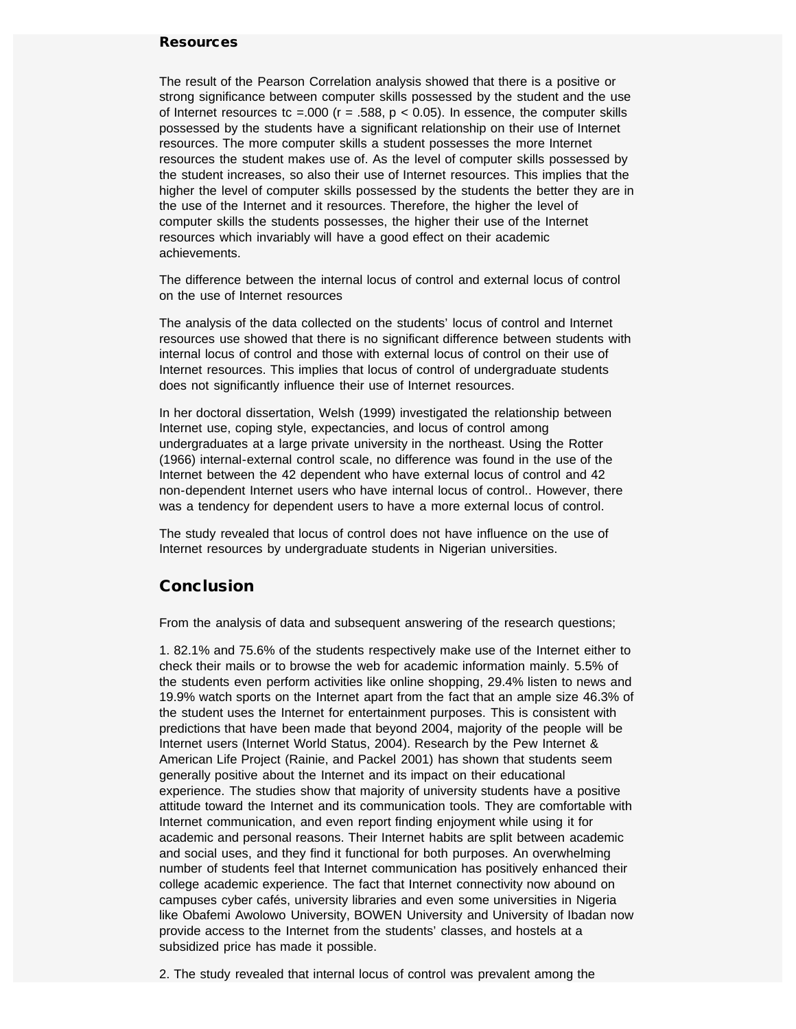### Resources

The result of the Pearson Correlation analysis showed that there is a positive or strong significance between computer skills possessed by the student and the use of Internet resources tc =.000 ($r = .588$, $p < 0.05$). In essence, the computer skills possessed by the students have a significant relationship on their use of Internet resources. The more computer skills a student possesses the more Internet resources the student makes use of. As the level of computer skills possessed by the student increases, so also their use of Internet resources. This implies that the higher the level of computer skills possessed by the students the better they are in the use of the Internet and it resources. Therefore, the higher the level of computer skills the students possesses, the higher their use of the Internet resources which invariably will have a good effect on their academic achievements.

The difference between the internal locus of control and external locus of control on the use of Internet resources

The analysis of the data collected on the students' locus of control and Internet resources use showed that there is no significant difference between students with internal locus of control and those with external locus of control on their use of Internet resources. This implies that locus of control of undergraduate students does not significantly influence their use of Internet resources.

In her doctoral dissertation, Welsh (1999) investigated the relationship between Internet use, coping style, expectancies, and locus of control among undergraduates at a large private university in the northeast. Using the Rotter (1966) internal-external control scale, no difference was found in the use of the Internet between the 42 dependent who have external locus of control and 42 non-dependent Internet users who have internal locus of control.. However, there was a tendency for dependent users to have a more external locus of control.

The study revealed that locus of control does not have influence on the use of Internet resources by undergraduate students in Nigerian universities.

## Conclusion

From the analysis of data and subsequent answering of the research questions;

1. 82.1% and 75.6% of the students respectively make use of the Internet either to check their mails or to browse the web for academic information mainly. 5.5% of the students even perform activities like online shopping, 29.4% listen to news and 19.9% watch sports on the Internet apart from the fact that an ample size 46.3% of the student uses the Internet for entertainment purposes. This is consistent with predictions that have been made that beyond 2004, majority of the people will be Internet users (Internet World Status, 2004). Research by the Pew Internet & American Life Project (Rainie, and Packel 2001) has shown that students seem generally positive about the Internet and its impact on their educational experience. The studies show that majority of university students have a positive attitude toward the Internet and its communication tools. They are comfortable with Internet communication, and even report finding enjoyment while using it for academic and personal reasons. Their Internet habits are split between academic and social uses, and they find it functional for both purposes. An overwhelming number of students feel that Internet communication has positively enhanced their college academic experience. The fact that Internet connectivity now abound on campuses cyber cafés, university libraries and even some universities in Nigeria like Obafemi Awolowo University, BOWEN University and University of Ibadan now provide access to the Internet from the students' classes, and hostels at a subsidized price has made it possible.

2. The study revealed that internal locus of control was prevalent among the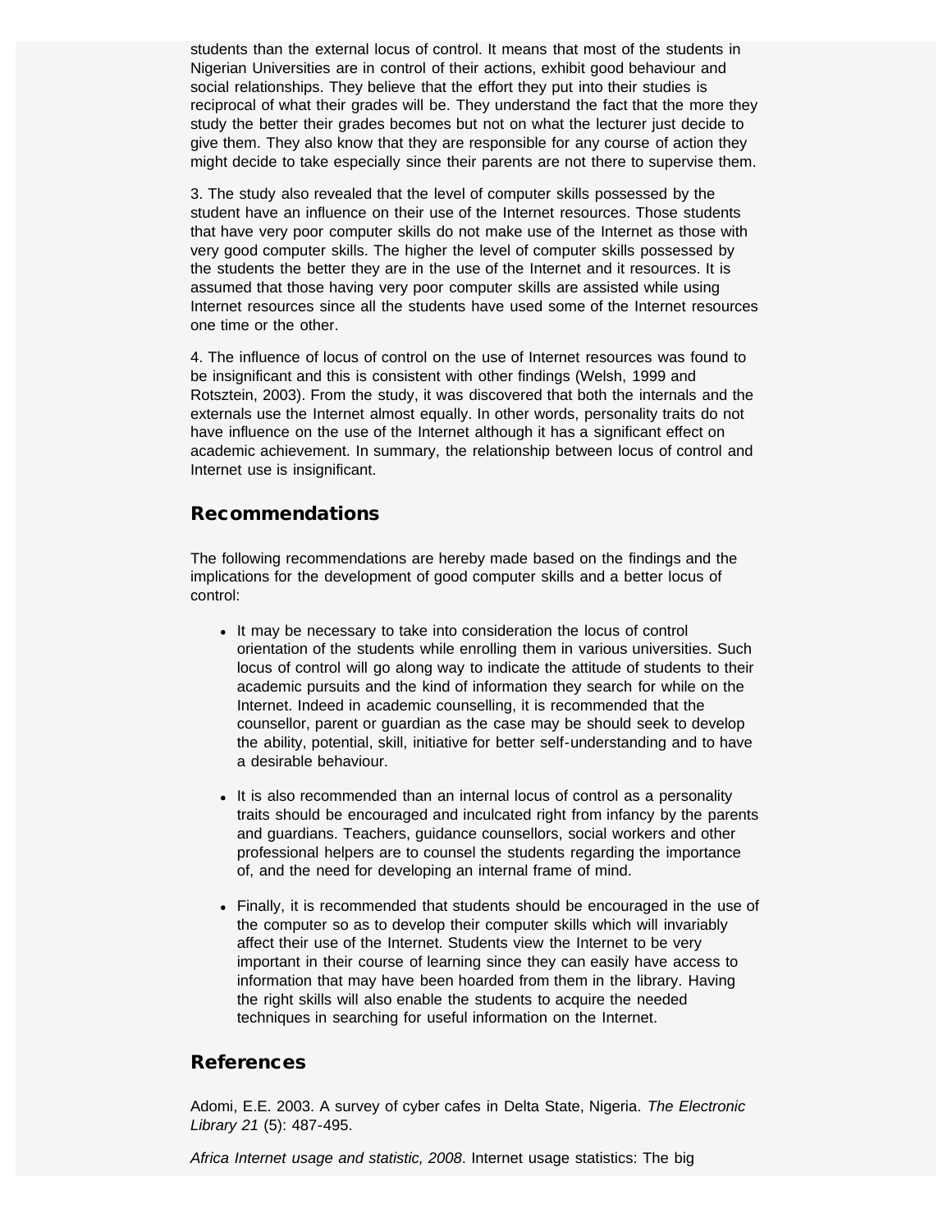students than the external locus of control. It means that most of the students in Nigerian Universities are in control of their actions, exhibit good behaviour and social relationships. They believe that the effort they put into their studies is reciprocal of what their grades will be. They understand the fact that the more they study the better their grades becomes but not on what the lecturer just decide to give them. They also know that they are responsible for any course of action they might decide to take especially since their parents are not there to supervise them.

3. The study also revealed that the level of computer skills possessed by the student have an influence on their use of the Internet resources. Those students that have very poor computer skills do not make use of the Internet as those with very good computer skills. The higher the level of computer skills possessed by the students the better they are in the use of the Internet and it resources. It is assumed that those having very poor computer skills are assisted while using Internet resources since all the students have used some of the Internet resources one time or the other.

4. The influence of locus of control on the use of Internet resources was found to be insignificant and this is consistent with other findings (Welsh, 1999 and Rotsztein, 2003). From the study, it was discovered that both the internals and the externals use the Internet almost equally. In other words, personality traits do not have influence on the use of the Internet although it has a significant effect on academic achievement. In summary, the relationship between locus of control and Internet use is insignificant.

## Recommendations

The following recommendations are hereby made based on the findings and the implications for the development of good computer skills and a better locus of control:

- It may be necessary to take into consideration the locus of control orientation of the students while enrolling them in various universities. Such locus of control will go along way to indicate the attitude of students to their academic pursuits and the kind of information they search for while on the Internet. Indeed in academic counselling, it is recommended that the counsellor, parent or guardian as the case may be should seek to develop the ability, potential, skill, initiative for better self-understanding and to have a desirable behaviour.

- It is also recommended than an internal locus of control as a personality traits should be encouraged and inculcated right from infancy by the parents and guardians. Teachers, guidance counsellors, social workers and other professional helpers are to counsel the students regarding the importance of, and the need for developing an internal frame of mind.

- Finally, it is recommended that students should be encouraged in the use of the computer so as to develop their computer skills which will invariably affect their use of the Internet. Students view the Internet to be very important in their course of learning since they can easily have access to information that may have been hoarded from them in the library. Having the right skills will also enable the students to acquire the needed techniques in searching for useful information on the Internet.

## References

Adomi, E.E. 2003. A survey of cyber cafes in Delta State, Nigeria. *The Electronic Library 21* (5): 487-495.

*Africa Internet usage and statistic, 2008*. Internet usage statistics: The big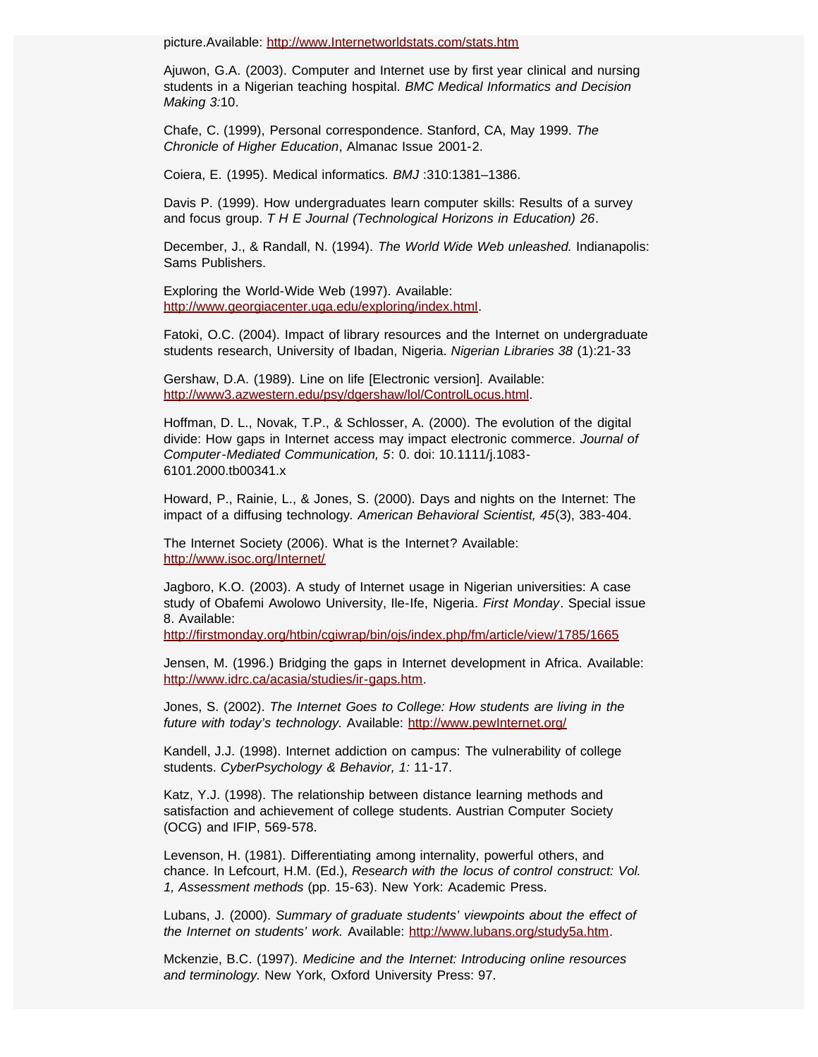picture.Available: http://www.Internetworldstats.com/stats.htm

Ajuwon, G.A. (2003). Computer and Internet use by first year clinical and nursing students in a Nigerian teaching hospital. *BMC Medical Informatics and Decision Making 3:*10.

Chafe, C. (1999), Personal correspondence. Stanford, CA, May 1999. *The Chronicle of Higher Education*, Almanac Issue 2001-2.

Coiera, E. (1995). Medical informatics. *BMJ* :310:1381–1386.

Davis P. (1999). How undergraduates learn computer skills: Results of a survey and focus group. *T H E Journal (Technological Horizons in Education) 26*.

December, J., & Randall, N. (1994). *The World Wide Web unleashed.* Indianapolis: Sams Publishers.

Exploring the World-Wide Web (1997). Available: http://www.georgiacenter.uga.edu/exploring/index.html.

Fatoki, O.C. (2004). Impact of library resources and the Internet on undergraduate students research, University of Ibadan, Nigeria. *Nigerian Libraries 38* (1):21-33

Gershaw, D.A. (1989). Line on life [Electronic version]. Available: http://www3.azwestern.edu/psy/dgershaw/lol/ControlLocus.html.

Hoffman, D. L., Novak, T.P., & Schlosser, A. (2000). The evolution of the digital divide: How gaps in Internet access may impact electronic commerce. *Journal of Computer-Mediated Communication, 5*: 0. doi: 10.1111/j.1083-6101.2000.tb00341.x

Howard, P., Rainie, L., & Jones, S. (2000). Days and nights on the Internet: The impact of a diffusing technology*. American Behavioral Scientist, 45*(3), 383-404.

The Internet Society (2006). What is the Internet? Available: http://www.isoc.org/Internet/

Jagboro, K.O. (2003). A study of Internet usage in Nigerian universities: A case study of Obafemi Awolowo University, Ile-Ife, Nigeria. *First Monday*. Special issue 8. Available: http://firstmonday.org/htbin/cgiwrap/bin/ojs/index.php/fm/article/view/1785/1665

Jensen, M. (1996.) Bridging the gaps in Internet development in Africa. Available: http://www.idrc.ca/acasia/studies/ir-gaps.htm.

Jones, S. (2002). *The Internet Goes to College: How students are living in the future with today's technology.* Available: http://www.pewInternet.org/

Kandell, J.J. (1998). Internet addiction on campus: The vulnerability of college students. *CyberPsychology & Behavior, 1:* 11-17.

Katz, Y.J. (1998). The relationship between distance learning methods and satisfaction and achievement of college students. Austrian Computer Society (OCG) and IFIP, 569-578.

Levenson, H. (1981). Differentiating among internality, powerful others, and chance. In Lefcourt, H.M. (Ed.), *Research with the locus of control construct: Vol. 1, Assessment methods* (pp. 15-63). New York: Academic Press.

Lubans, J. (2000). *Summary of graduate students' viewpoints about the effect of the Internet on students' work.* Available: http://www.lubans.org/study5a.htm.

Mckenzie, B.C. (1997). *Medicine and the Internet: Introducing online resources and terminology.* New York, Oxford University Press: 97.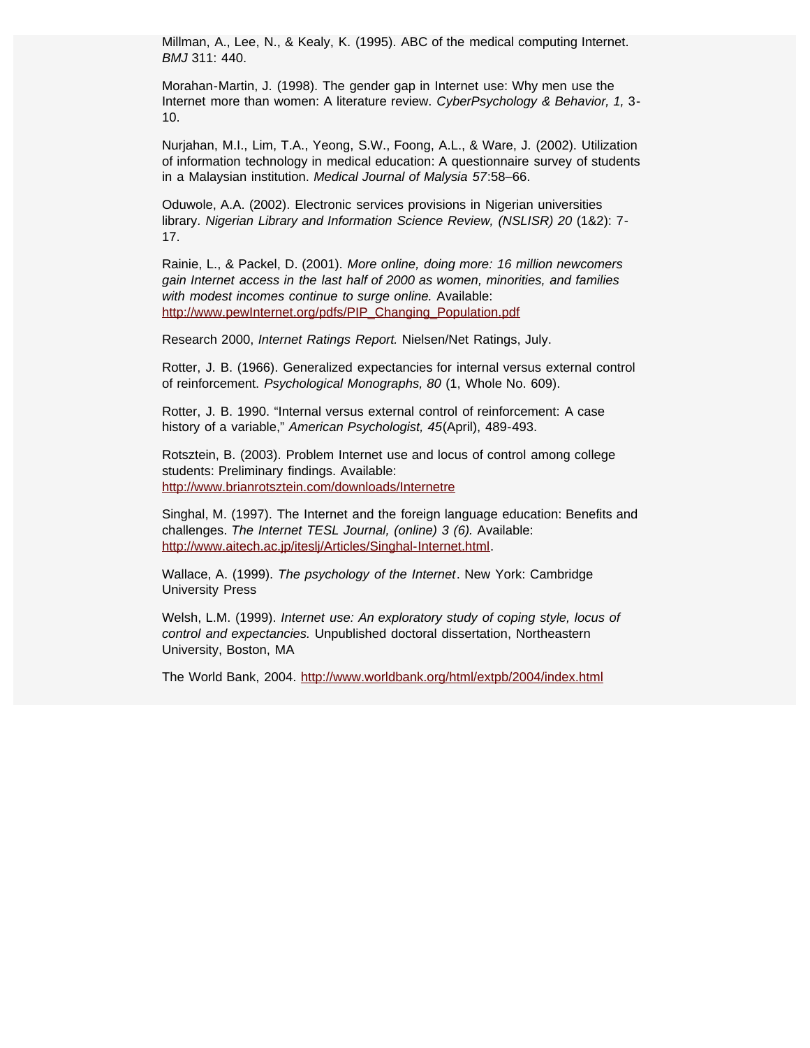Millman, A., Lee, N., & Kealy, K. (1995). ABC of the medical computing Internet. *BMJ* 311: 440.

Morahan-Martin, J. (1998). The gender gap in Internet use: Why men use the Internet more than women: A literature review. *CyberPsychology & Behavior, 1,* 3-10.

Nurjahan, M.I., Lim, T.A., Yeong, S.W., Foong, A.L., & Ware, J. (2002). Utilization of information technology in medical education: A questionnaire survey of students in a Malaysian institution. *Medical Journal of Malysia 57*:58–66.

Oduwole, A.A. (2002). Electronic services provisions in Nigerian universities library. *Nigerian Library and Information Science Review, (NSLISR) 20* (1&2): 7-17.

Rainie, L., & Packel, D. (2001). *More online, doing more: 16 million newcomers gain Internet access in the last half of 2000 as women, minorities, and families with modest incomes continue to surge online.* Available: http://www.pewInternet.org/pdfs/PIP_Changing_Population.pdf

Research 2000, *Internet Ratings Report.* Nielsen/Net Ratings, July.

Rotter, J. B. (1966). Generalized expectancies for internal versus external control of reinforcement. *Psychological Monographs, 80* (1, Whole No. 609).

Rotter, J. B. 1990. "Internal versus external control of reinforcement: A case history of a variable," *American Psychologist, 45*(April), 489-493.

Rotsztein, B. (2003). Problem Internet use and locus of control among college students: Preliminary findings. Available: http://www.brianrotsztein.com/downloads/Internetre

Singhal, M. (1997). The Internet and the foreign language education: Benefits and challenges. *The Internet TESL Journal, (online) 3 (6).* Available: http://www.aitech.ac.jp/iteslj/Articles/Singhal-Internet.html.

Wallace, A. (1999). *The psychology of the Internet*. New York: Cambridge University Press

Welsh, L.M. (1999). *Internet use: An exploratory study of coping style, locus of control and expectancies.* Unpublished doctoral dissertation, Northeastern University, Boston, MA

The World Bank, 2004. http://www.worldbank.org/html/extpb/2004/index.html